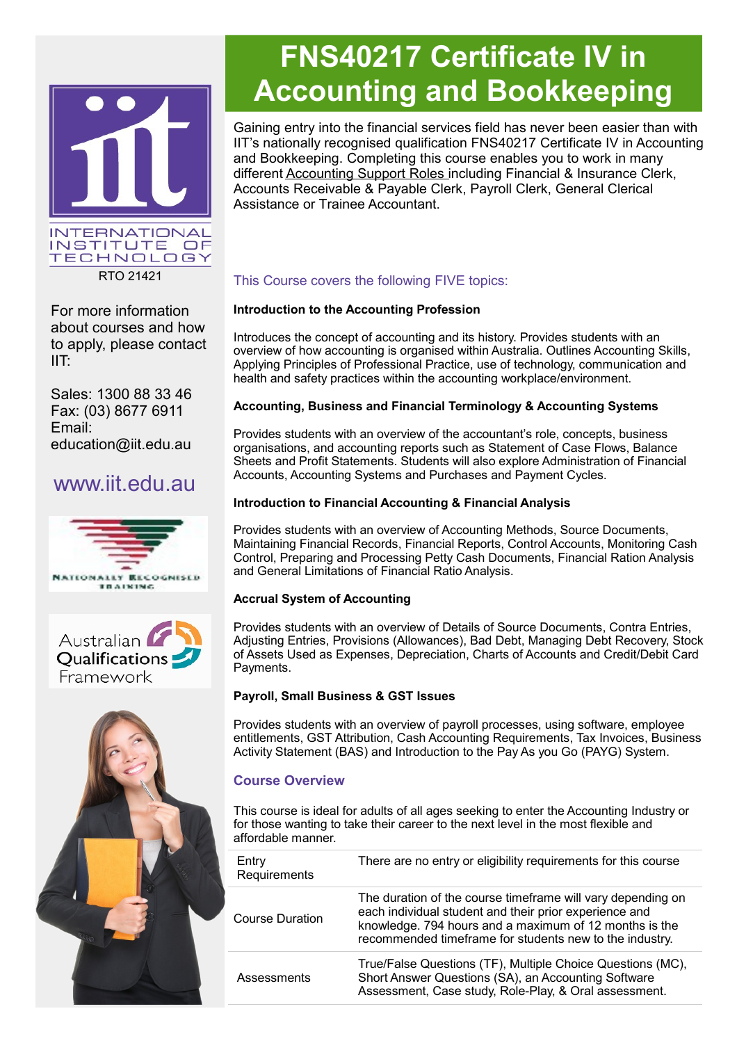# FNS40217 Certificate IV in Accounting and Bookkeeping

INTERNATIONAL INSTITUTE OF TECHNOLOGY

RTO 21421

For more information about courses and how to apply, please contact IIT:

Sales: 1300 88 33 46
Fax: (03) 8677 6911
Email: education@iit.edu.au

www.iit.edu.au

NATIONALLY RECOGNISED TRAINING

Australian Qualifications Framework

Gaining entry into the financial services field has never been easier than with IIT's nationally recognised qualification FNS40217 Certificate IV in Accounting and Bookkeeping. Completing this course enables you to work in many different Accounting Support Roles including Financial & Insurance Clerk, Accounts Receivable & Payable Clerk, Payroll Clerk, General Clerical Assistance or Trainee Accountant.

This Course covers the following FIVE topics:

**Introduction to the Accounting Profession**

Introduces the concept of accounting and its history. Provides students with an overview of how accounting is organised within Australia. Outlines Accounting Skills, Applying Principles of Professional Practice, use of technology, communication and health and safety practices within the accounting workplace/environment.

**Accounting, Business and Financial Terminology & Accounting Systems**

Provides students with an overview of the accountant's role, concepts, business organisations, and accounting reports such as Statement of Case Flows, Balance Sheets and Profit Statements. Students will also explore Administration of Financial Accounts, Accounting Systems and Purchases and Payment Cycles.

**Introduction to Financial Accounting & Financial Analysis**

Provides students with an overview of Accounting Methods, Source Documents, Maintaining Financial Records, Financial Reports, Control Accounts, Monitoring Cash Control, Preparing and Processing Petty Cash Documents, Financial Ration Analysis and General Limitations of Financial Ratio Analysis.

**Accrual System of Accounting**

Provides students with an overview of Details of Source Documents, Contra Entries, Adjusting Entries, Provisions (Allowances), Bad Debt, Managing Debt Recovery, Stock of Assets Used as Expenses, Depreciation, Charts of Accounts and Credit/Debit Card Payments.

**Payroll, Small Business & GST Issues**

Provides students with an overview of payroll processes, using software, employee entitlements, GST Attribution, Cash Accounting Requirements, Tax Invoices, Business Activity Statement (BAS) and Introduction to the Pay As you Go (PAYG) System.

## Course Overview

This course is ideal for adults of all ages seeking to enter the Accounting Industry or for those wanting to take their career to the next level in the most flexible and affordable manner.

| | |
|---|---|
| Entry Requirements | There are no entry or eligibility requirements for this course |
| Course Duration | The duration of the course timeframe will vary depending on each individual student and their prior experience and knowledge. 794 hours and a maximum of 12 months is the recommended timeframe for students new to the industry. |
| Assessments | True/False Questions (TF), Multiple Choice Questions (MC), Short Answer Questions (SA), an Accounting Software Assessment, Case study, Role-Play, & Oral assessment. |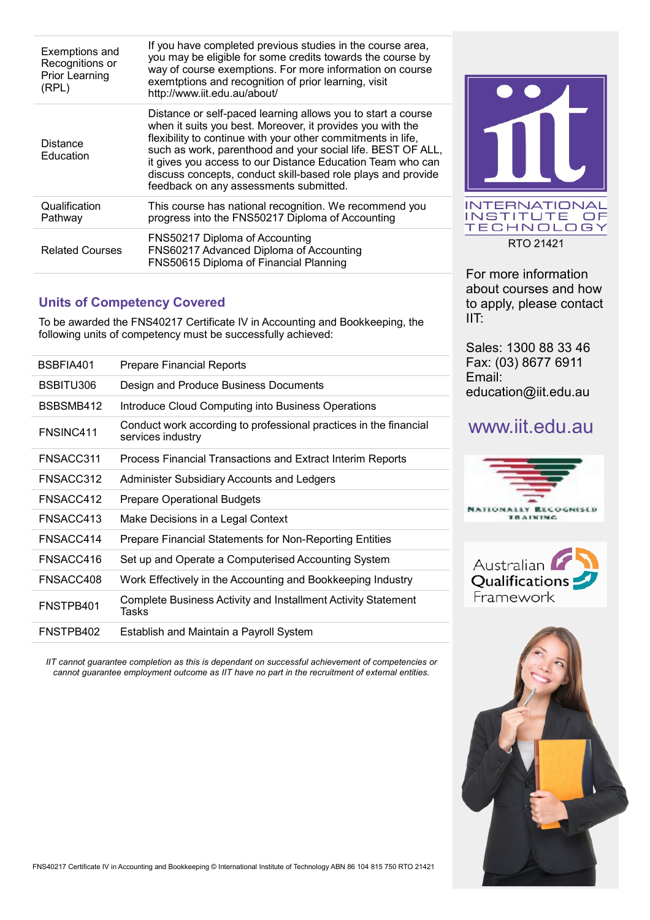| | |
|---|---|
| Exemptions and Recognitions or Prior Learning (RPL) | If you have completed previous studies in the course area, you may be eligible for some credits towards the course by way of course exemptions. For more information on course exemtptions and recognition of prior learning, visit http://www.iit.edu.au/about/ |
| Distance Education | Distance or self-paced learning allows you to start a course when it suits you best. Moreover, it provides you with the flexibility to continue with your other commitments in life, such as work, parenthood and your social life. BEST OF ALL, it gives you access to our Distance Education Team who can discuss concepts, conduct skill-based role plays and provide feedback on any assessments submitted. |
| Qualification Pathway | This course has national recognition. We recommend you progress into the FNS50217 Diploma of Accounting |
| Related Courses | FNS50217 Diploma of Accounting<br>FNS60217 Advanced Diploma of Accounting<br>FNS50615 Diploma of Financial Planning |

## Units of Competency Covered

To be awarded the FNS40217 Certificate IV in Accounting and Bookkeeping, the following units of competency must be successfully achieved:

| | |
|---|---|
| BSBFIA401 | Prepare Financial Reports |
| BSBITU306 | Design and Produce Business Documents |
| BSBSMB412 | Introduce Cloud Computing into Business Operations |
| FNSINC411 | Conduct work according to professional practices in the financial services industry |
| FNSACC311 | Process Financial Transactions and Extract Interim Reports |
| FNSACC312 | Administer Subsidiary Accounts and Ledgers |
| FNSACC412 | Prepare Operational Budgets |
| FNSACC413 | Make Decisions in a Legal Context |
| FNSACC414 | Prepare Financial Statements for Non-Reporting Entities |
| FNSACC416 | Set up and Operate a Computerised Accounting System |
| FNSACC408 | Work Effectively in the Accounting and Bookkeeping Industry |
| FNSTPB401 | Complete Business Activity and Installment Activity Statement Tasks |
| FNSTPB402 | Establish and Maintain a Payroll System |

*IIT cannot guarantee completion as this is dependant on successful achievement of competencies or cannot guarantee employment outcome as IIT have no part in the recruitment of external entities.*

INTERNATIONAL INSTITUTE OF TECHNOLOGY

RTO 21421

For more information about courses and how to apply, please contact IIT:

Sales: 1300 88 33 46
Fax: (03) 8677 6911
Email: education@iit.edu.au

www.iit.edu.au

NATIONALLY RECOGNISED TRAINING

Australian Qualifications Framework

FNS40217 Certificate IV in Accounting and Bookkeeping © International Institute of Technology ABN 86 104 815 750 RTO 21421